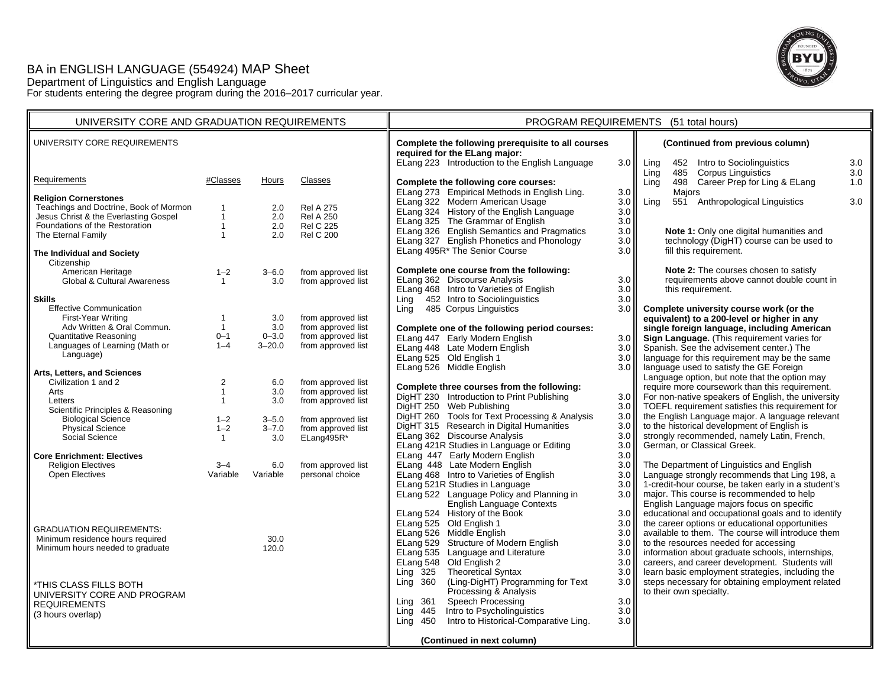# BA in ENGLISH LANGUAGE (554924) MAP Sheet

Department of Linguistics and English Language

For students entering the degree program during the 2016–2017 curricular year.

## UNIVERSITY CORE AND GRADUATION REQUIREMENTS

### UNIVERSITY CORE REQUIREMENTS

| Requirements | #Classes | Hours | Classes |
|---|---|---|---|
| **Religion Cornerstones** | | | |
| Teachings and Doctrine, Book of Mormon | 1 | 2.0 | Rel A 275 |
| Jesus Christ & the Everlasting Gospel | 1 | 2.0 | Rel A 250 |
| Foundations of the Restoration | 1 | 2.0 | Rel C 225 |
| The Eternal Family | 1 | 2.0 | Rel C 200 |
| **The Individual and Society** | | | |
| Citizenship | | | |
| American Heritage | 1–2 | 3–6.0 | from approved list |
| Global & Cultural Awareness | 1 | 3.0 | from approved list |
| **Skills** | | | |
| Effective Communication | | | |
| First-Year Writing | 1 | 3.0 | from approved list |
| Adv Written & Oral Commun. | 1 | 3.0 | from approved list |
| Quantitative Reasoning | 0–1 | 0–3.0 | from approved list |
| Languages of Learning (Math or Language) | 1–4 | 3–20.0 | from approved list |
| **Arts, Letters, and Sciences** | | | |
| Civilization 1 and 2 | 2 | 6.0 | from approved list |
| Arts | 1 | 3.0 | from approved list |
| Letters | 1 | 3.0 | from approved list |
| Scientific Principles & Reasoning | | | |
| Biological Science | 1–2 | 3–5.0 | from approved list |
| Physical Science | 1–2 | 3–7.0 | from approved list |
| Social Science | 1 | 3.0 | ELang495R* |
| **Core Enrichment: Electives** | | | |
| Religion Electives | 3–4 | 6.0 | from approved list |
| Open Electives | Variable | Variable | personal choice |

### GRADUATION REQUIREMENTS:

| | Hours |
|---|---|
| Minimum residence hours required | 30.0 |
| Minimum hours needed to graduate | 120.0 |

*THIS CLASS FILLS BOTH UNIVERSITY CORE AND PROGRAM REQUIREMENTS (3 hours overlap)

## PROGRAM REQUIREMENTS (51 total hours)

**Complete the following prerequisite to all courses required for the ELang major:**

| Course | Title | Hours |
|---|---|---|
| ELang 223 | Introduction to the English Language | 3.0 |

**Complete the following core courses:**

| Course | Title | Hours |
|---|---|---|
| ELang 273 | Empirical Methods in English Ling. | 3.0 |
| ELang 322 | Modern American Usage | 3.0 |
| ELang 324 | History of the English Language | 3.0 |
| ELang 325 | The Grammar of English | 3.0 |
| ELang 326 | English Semantics and Pragmatics | 3.0 |
| ELang 327 | English Phonetics and Phonology | 3.0 |
| ELang 495R* | The Senior Course | 3.0 |

**Complete one course from the following:**

| Course | Title | Hours |
|---|---|---|
| ELang 362 | Discourse Analysis | 3.0 |
| ELang 468 | Intro to Varieties of English | 3.0 |
| Ling 452 | Intro to Sociolinguistics | 3.0 |
| Ling 485 | Corpus Linguistics | 3.0 |

**Complete one of the following period courses:**

| Course | Title | Hours |
|---|---|---|
| ELang 447 | Early Modern English | 3.0 |
| ELang 448 | Late Modern English | 3.0 |
| ELang 525 | Old English 1 | 3.0 |
| ELang 526 | Middle English | 3.0 |

**Complete three courses from the following:**

| Course | Title | Hours |
|---|---|---|
| DigHT 230 | Introduction to Print Publishing | 3.0 |
| DigHT 250 | Web Publishing | 3.0 |
| DigHT 260 | Tools for Text Processing & Analysis | 3.0 |
| DigHT 315 | Research in Digital Humanities | 3.0 |
| ELang 362 | Discourse Analysis | 3.0 |
| ELang 421R | Studies in Language or Editing | 3.0 |
| ELang 447 | Early Modern English | 3.0 |
| ELang 448 | Late Modern English | 3.0 |
| ELang 468 | Intro to Varieties of English | 3.0 |
| ELang 521R | Studies in Language | 3.0 |
| ELang 522 | Language Policy and Planning in English Language Contexts | 3.0 |
| ELang 524 | History of the Book | 3.0 |
| ELang 525 | Old English 1 | 3.0 |
| ELang 526 | Middle English | 3.0 |
| ELang 529 | Structure of Modern English | 3.0 |
| ELang 535 | Language and Literature | 3.0 |
| ELang 548 | Old English 2 | 3.0 |
| Ling 325 | Theoretical Syntax | 3.0 |
| Ling 360 | (Ling-DigHT) Programming for Text Processing & Analysis | 3.0 |
| Ling 361 | Speech Processing | 3.0 |
| Ling 445 | Intro to Psycholinguistics | 3.0 |
| Ling 450 | Intro to Historical-Comparative Ling. | 3.0 |
| Ling 452 | Intro to Sociolinguistics | 3.0 |
| Ling 485 | Corpus Linguistics | 3.0 |
| Ling 498 | Career Prep for Ling & ELang Majors | 1.0 |
| Ling 551 | Anthropological Linguistics | 3.0 |

**Note 1:** Only one digital humanities and technology (DigHT) course can be used to fill this requirement.

**Note 2:** The courses chosen to satisfy requirements above cannot double count in this requirement.

**Complete university course work (or the equivalent) to a 200-level or higher in any single foreign language, including American Sign Language.** (This requirement varies for Spanish. See the advisement center.) The language for this requirement may be the same language used to satisfy the GE Foreign Language option, but note that the option may require more coursework than this requirement. For non-native speakers of English, the university TOEFL requirement satisfies this requirement for the English Language major. A language relevant to the historical development of English is strongly recommended, namely Latin, French, German, or Classical Greek.

The Department of Linguistics and English Language strongly recommends that Ling 198, a 1-credit-hour course, be taken early in a student's major. This course is recommended to help English Language majors focus on specific educational and occupational goals and to identify the career options or educational opportunities available to them. The course will introduce them to the resources needed for accessing information about graduate schools, internships, careers, and career development. Students will learn basic employment strategies, including the steps necessary for obtaining employment related to their own specialty.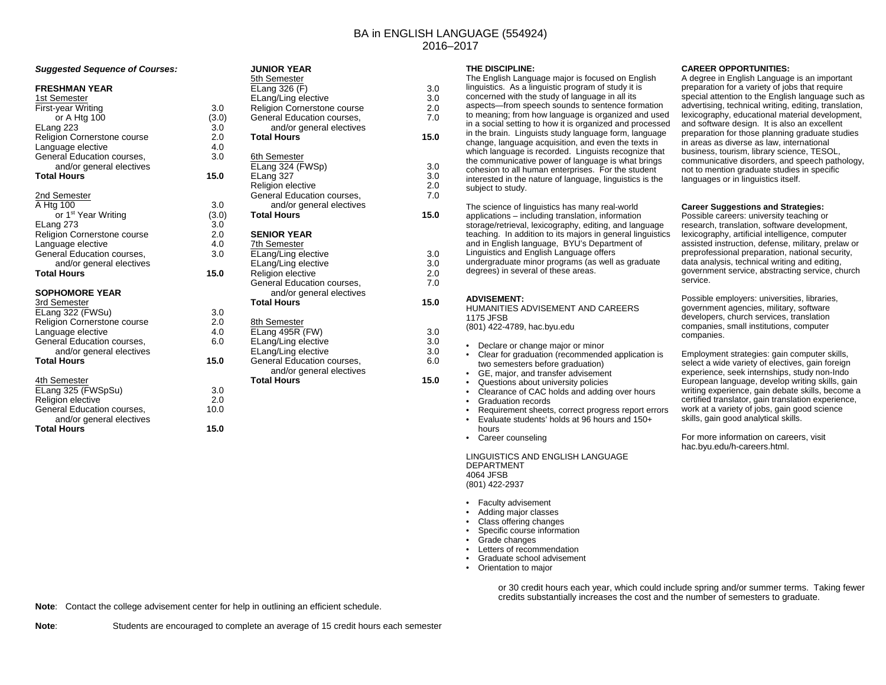# BA in ENGLISH LANGUAGE (554924)
## 2016–2017

***Suggested Sequence of Courses:***

### FRESHMAN YEAR

| 1st Semester | |
|---|---|
| First-year Writing | 3.0 |
| or A Htg 100 | (3.0) |
| ELang 223 | 3.0 |
| Religion Cornerstone course | 2.0 |
| Language elective | 4.0 |
| General Education courses, and/or general electives | 3.0 |
| **Total Hours** | **15.0** |

| 2nd Semester | |
|---|---|
| A Htg 100 | 3.0 |
| or 1st Year Writing | (3.0) |
| ELang 273 | 3.0 |
| Religion Cornerstone course | 2.0 |
| Language elective | 4.0 |
| General Education courses, and/or general electives | 3.0 |
| **Total Hours** | **15.0** |

### SOPHOMORE YEAR

| 3rd Semester | |
|---|---|
| ELang 322 (FWSu) | 3.0 |
| Religion Cornerstone course | 2.0 |
| Language elective | 4.0 |
| General Education courses, and/or general electives | 6.0 |
| **Total Hours** | **15.0** |

| 4th Semester | |
|---|---|
| ELang 325 (FWSpSu) | 3.0 |
| Religion elective | 2.0 |
| General Education courses, and/or general electives | 10.0 |
| **Total Hours** | **15.0** |

### JUNIOR YEAR

| 5th Semester | |
|---|---|
| ELang 326 (F) | 3.0 |
| ELang/Ling elective | 3.0 |
| Religion Cornerstone course | 2.0 |
| General Education courses, and/or general electives | 7.0 |
| **Total Hours** | **15.0** |

| 6th Semester | |
|---|---|
| ELang 324 (FWSp) | 3.0 |
| ELang 327 | 3.0 |
| Religion elective | 2.0 |
| General Education courses, and/or general electives | 7.0 |
| **Total Hours** | **15.0** |

### SENIOR YEAR

| 7th Semester | |
|---|---|
| ELang/Ling elective | 3.0 |
| ELang/Ling elective | 3.0 |
| Religion elective | 2.0 |
| General Education courses, and/or general electives | 7.0 |
| **Total Hours** | **15.0** |

| 8th Semester | |
|---|---|
| ELang 495R (FW) | 3.0 |
| ELang/Ling elective | 3.0 |
| ELang/Ling elective | 3.0 |
| General Education courses, and/or general electives | 6.0 |
| **Total Hours** | **15.0** |

**Note**: Contact the college advisement center for help in outlining an efficient schedule.

**Note**: Students are encouraged to complete an average of 15 credit hours each semester or 30 credit hours each year, which could include spring and/or summer terms. Taking fewer credits substantially increases the cost and the number of semesters to graduate.

### THE DISCIPLINE:

The English Language major is focused on English linguistics. As a linguistic program of study it is concerned with the study of language in all its aspects—from speech sounds to sentence formation to meaning; from how language is organized and used in a social setting to how it is organized and processed in the brain. Linguists study language form, language change, language acquisition, and even the texts in which language is recorded. Linguists recognize that the communicative power of language is what brings cohesion to all human enterprises. For the student interested in the nature of language, linguistics is the subject to study.

The science of linguistics has many real-world applications – including translation, information storage/retrieval, lexicography, editing, and language teaching. In addition to its majors in general linguistics and in English language, BYU's Department of Linguistics and English Language offers undergraduate minor programs (as well as graduate degrees) in several of these areas.

### ADVISEMENT:

HUMANITIES ADVISEMENT AND CAREERS
1175 JFSB
(801) 422-4789, hac.byu.edu

- Declare or change major or minor
- Clear for graduation (recommended application is two semesters before graduation)
- GE, major, and transfer advisement
- Questions about university policies
- Clearance of CAC holds and adding over hours
- Graduation records
- Requirement sheets, correct progress report errors
- Evaluate students' holds at 96 hours and 150+ hours
- Career counseling

LINGUISTICS AND ENGLISH LANGUAGE DEPARTMENT
4064 JFSB
(801) 422-2937

- Faculty advisement
- Adding major classes
- Class offering changes
- Specific course information
- Grade changes
- Letters of recommendation
- Graduate school advisement
- Orientation to major

### CAREER OPPORTUNITIES:

A degree in English Language is an important preparation for a variety of jobs that require special attention to the English language such as advertising, technical writing, editing, translation, lexicography, educational material development, and software design. It is also an excellent preparation for those planning graduate studies in areas as diverse as law, international business, tourism, library science, TESOL, communicative disorders, and speech pathology, not to mention graduate studies in specific languages or in linguistics itself.

**Career Suggestions and Strategies:**
Possible careers: university teaching or research, translation, software development, lexicography, artificial intelligence, computer assisted instruction, defense, military, prelaw or preprofessional preparation, national security, data analysis, technical writing and editing, government service, abstracting service, church service.

Possible employers: universities, libraries, government agencies, military, software developers, church services, translation companies, small institutions, computer companies.

Employment strategies: gain computer skills, select a wide variety of electives, gain foreign experience, seek internships, study non-Indo European language, develop writing skills, gain writing experience, gain debate skills, become a certified translator, gain translation experience, work at a variety of jobs, gain good science skills, gain good analytical skills.

For more information on careers, visit hac.byu.edu/h-careers.html.